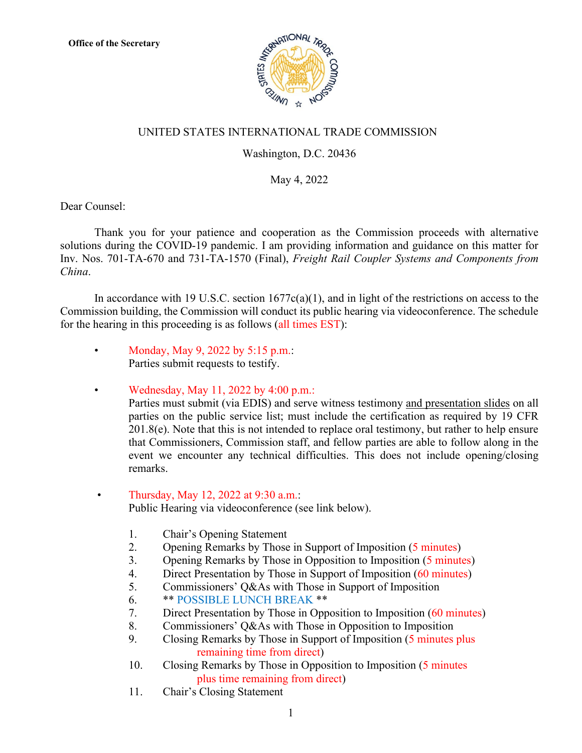**Office of the Secretary**

UNITED STATES INTERNATIONAL TRADE COMMISSION

Washington, D.C. 20436

May 4, 2022

Dear Counsel:

Thank you for your patience and cooperation as the Commission proceeds with alternative solutions during the COVID-19 pandemic. I am providing information and guidance on this matter for Inv. Nos. 701-TA-670 and 731-TA-1570 (Final), *Freight Rail Coupler Systems and Components from China*.

In accordance with 19 U.S.C. section 1677c(a)(1), and in light of the restrictions on access to the Commission building, the Commission will conduct its public hearing via videoconference. The schedule for the hearing in this proceeding is as follows (all times EST):

- Monday, May 9, 2022 by 5:15 p.m.:
  Parties submit requests to testify.

- Wednesday, May 11, 2022 by 4:00 p.m.:
  Parties must submit (via EDIS) and serve witness testimony <u>and presentation slides</u> on all parties on the public service list; must include the certification as required by 19 CFR 201.8(e). Note that this is not intended to replace oral testimony, but rather to help ensure that Commissioners, Commission staff, and fellow parties are able to follow along in the event we encounter any technical difficulties. This does not include opening/closing remarks.

- Thursday, May 12, 2022 at 9:30 a.m.:
  Public Hearing via videoconference (see link below).

  1. Chair's Opening Statement
  2. Opening Remarks by Those in Support of Imposition (5 minutes)
  3. Opening Remarks by Those in Opposition to Imposition (5 minutes)
  4. Direct Presentation by Those in Support of Imposition (60 minutes)
  5. Commissioners' Q&As with Those in Support of Imposition
  6. ** POSSIBLE LUNCH BREAK **
  7. Direct Presentation by Those in Opposition to Imposition (60 minutes)
  8. Commissioners' Q&As with Those in Opposition to Imposition
  9. Closing Remarks by Those in Support of Imposition (5 minutes plus remaining time from direct)
  10. Closing Remarks by Those in Opposition to Imposition (5 minutes plus time remaining from direct)
  11. Chair's Closing Statement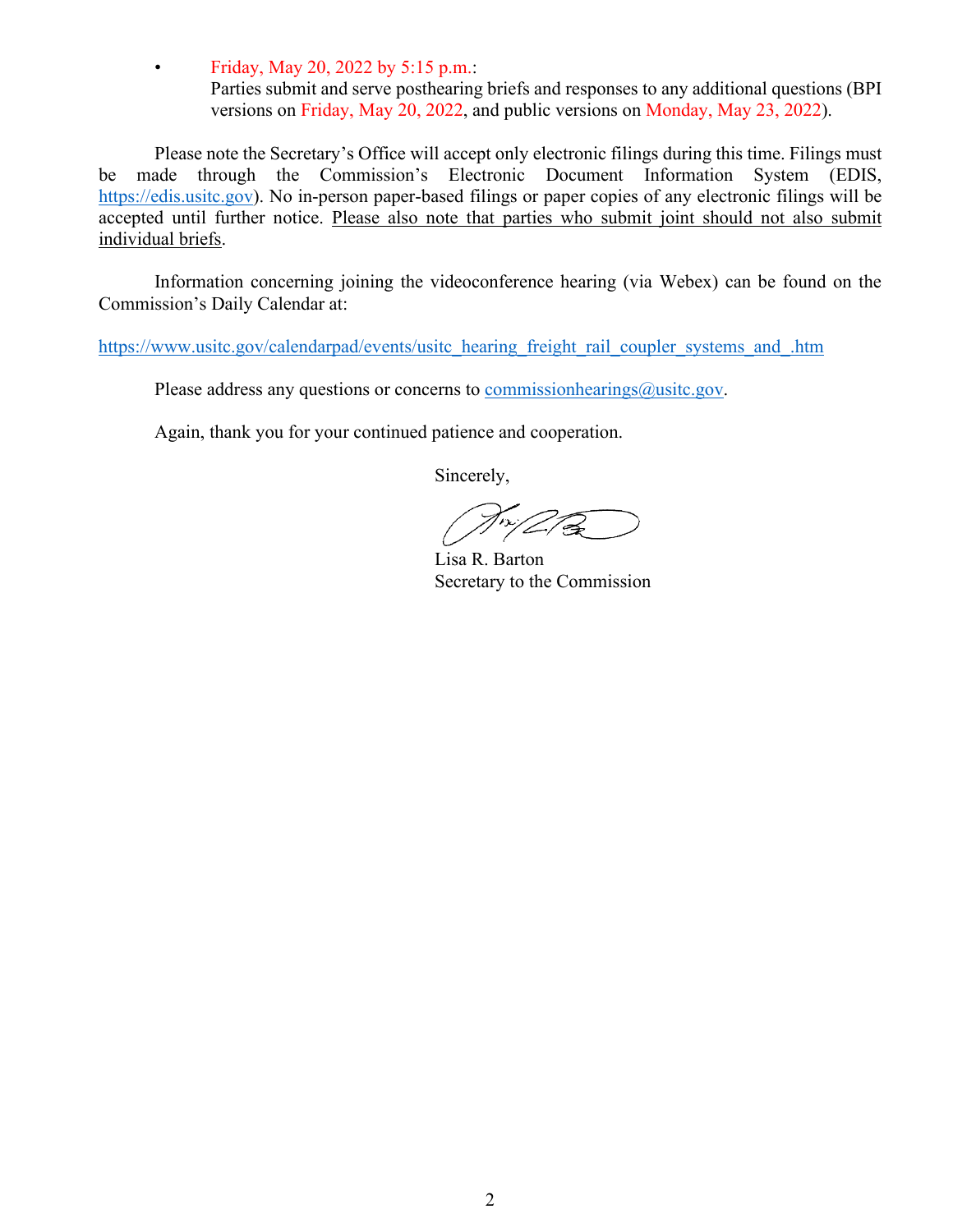- Friday, May 20, 2022 by 5:15 p.m.:
  Parties submit and serve posthearing briefs and responses to any additional questions (BPI versions on Friday, May 20, 2022, and public versions on Monday, May 23, 2022).

Please note the Secretary's Office will accept only electronic filings during this time. Filings must be made through the Commission's Electronic Document Information System (EDIS, https://edis.usitc.gov). No in-person paper-based filings or paper copies of any electronic filings will be accepted until further notice. Please also note that parties who submit joint should not also submit individual briefs.

Information concerning joining the videoconference hearing (via Webex) can be found on the Commission's Daily Calendar at:

https://www.usitc.gov/calendarpad/events/usitc_hearing_freight_rail_coupler_systems_and_.htm

Please address any questions or concerns to commissionhearings@usitc.gov.

Again, thank you for your continued patience and cooperation.

Sincerely,

Lisa R. Barton
Secretary to the Commission